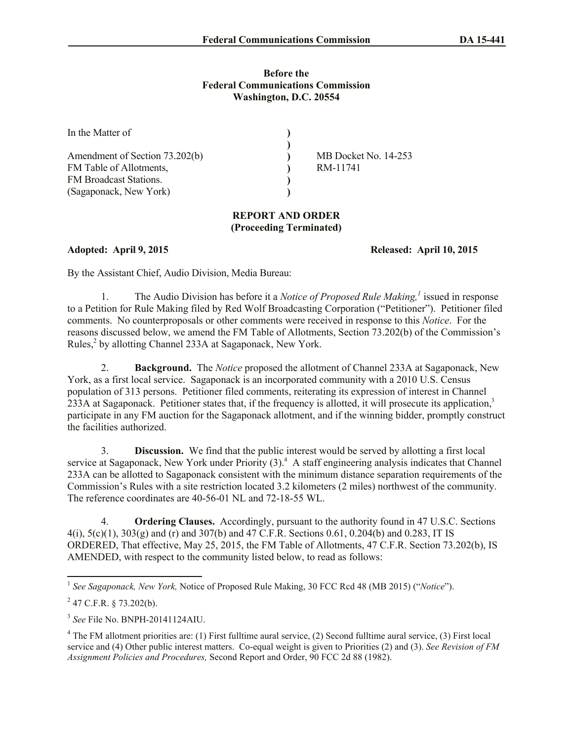**Before the**
**Federal Communications Commission**
**Washington, D.C. 20554**

| | | |
|---|---|---|
| In the Matter of | ) | |
| | ) | |
| Amendment of Section 73.202(b) | ) | MB Docket No. 14-253 |
| FM Table of Allotments, | ) | RM-11741 |
| FM Broadcast Stations. | ) | |
| (Sagaponack, New York) | ) | |

**REPORT AND ORDER**
**(Proceeding Terminated)**

**Adopted: April 9, 2015** **Released: April 10, 2015**

By the Assistant Chief, Audio Division, Media Bureau:

1. The Audio Division has before it a *Notice of Proposed Rule Making,*[1] issued in response to a Petition for Rule Making filed by Red Wolf Broadcasting Corporation ("Petitioner"). Petitioner filed comments. No counterproposals or other comments were received in response to this *Notice*. For the reasons discussed below, we amend the FM Table of Allotments, Section 73.202(b) of the Commission's Rules,[2] by allotting Channel 233A at Sagaponack, New York.

2. **Background.** The *Notice* proposed the allotment of Channel 233A at Sagaponack, New York, as a first local service. Sagaponack is an incorporated community with a 2010 U.S. Census population of 313 persons. Petitioner filed comments, reiterating its expression of interest in Channel 233A at Sagaponack. Petitioner states that, if the frequency is allotted, it will prosecute its application,[3] participate in any FM auction for the Sagaponack allotment, and if the winning bidder, promptly construct the facilities authorized.

3. **Discussion.** We find that the public interest would be served by allotting a first local service at Sagaponack, New York under Priority (3).[4] A staff engineering analysis indicates that Channel 233A can be allotted to Sagaponack consistent with the minimum distance separation requirements of the Commission's Rules with a site restriction located 3.2 kilometers (2 miles) northwest of the community. The reference coordinates are 40-56-01 NL and 72-18-55 WL.

4. **Ordering Clauses.** Accordingly, pursuant to the authority found in 47 U.S.C. Sections 4(i), 5(c)(1), 303(g) and (r) and 307(b) and 47 C.F.R. Sections 0.61, 0.204(b) and 0.283, IT IS ORDERED, That effective, May 25, 2015, the FM Table of Allotments, 47 C.F.R. Section 73.202(b), IS AMENDED, with respect to the community listed below, to read as follows:

---

[1] *See Sagaponack, New York,* Notice of Proposed Rule Making, 30 FCC Rcd 48 (MB 2015) ("*Notice*").

[2] 47 C.F.R. § 73.202(b).

[3] *See* File No. BNPH-20141124AIU.

[4] The FM allotment priorities are: (1) First fulltime aural service, (2) Second fulltime aural service, (3) First local service and (4) Other public interest matters. Co-equal weight is given to Priorities (2) and (3). *See Revision of FM Assignment Policies and Procedures,* Second Report and Order, 90 FCC 2d 88 (1982).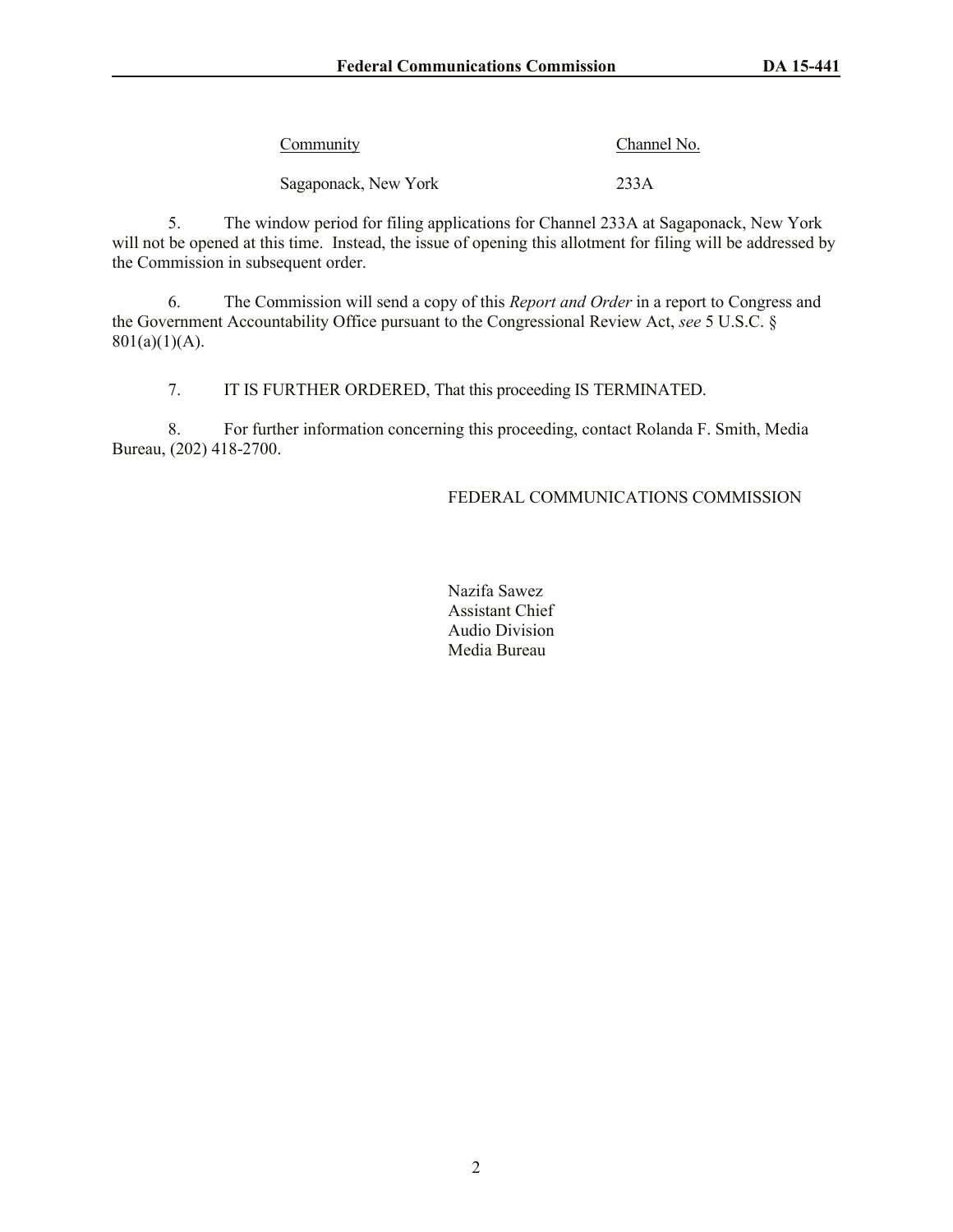| Community | Channel No. |
|---|---|
| Sagaponack, New York | 233A |

5. The window period for filing applications for Channel 233A at Sagaponack, New York will not be opened at this time. Instead, the issue of opening this allotment for filing will be addressed by the Commission in subsequent order.

6. The Commission will send a copy of this *Report and Order* in a report to Congress and the Government Accountability Office pursuant to the Congressional Review Act, *see* 5 U.S.C. § 801(a)(1)(A).

7. IT IS FURTHER ORDERED, That this proceeding IS TERMINATED.

8. For further information concerning this proceeding, contact Rolanda F. Smith, Media Bureau, (202) 418-2700.

FEDERAL COMMUNICATIONS COMMISSION

Nazifa Sawez
Assistant Chief
Audio Division
Media Bureau